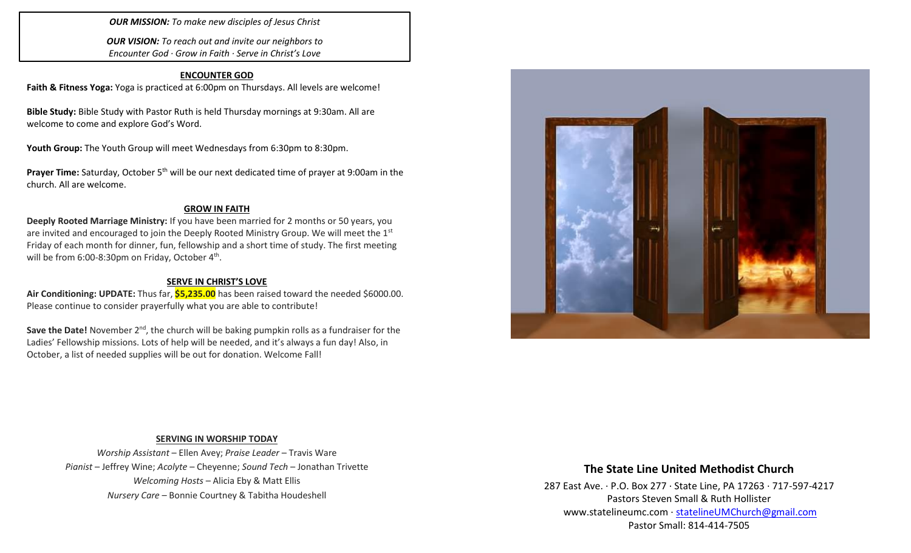***OUR MISSION:*** *To make new disciples of Jesus Christ*

***OUR VISION:*** *To reach out and invite our neighbors to Encounter God · Grow in Faith · Serve in Christ's Love*

## ENCOUNTER GOD

**Faith & Fitness Yoga:** Yoga is practiced at 6:00pm on Thursdays. All levels are welcome!

**Bible Study:** Bible Study with Pastor Ruth is held Thursday mornings at 9:30am. All are welcome to come and explore God's Word.

**Youth Group:** The Youth Group will meet Wednesdays from 6:30pm to 8:30pm.

**Prayer Time:** Saturday, October 5th will be our next dedicated time of prayer at 9:00am in the church. All are welcome.

## GROW IN FAITH

**Deeply Rooted Marriage Ministry:** If you have been married for 2 months or 50 years, you are invited and encouraged to join the Deeply Rooted Ministry Group. We will meet the 1st Friday of each month for dinner, fun, fellowship and a short time of study. The first meeting will be from 6:00-8:30pm on Friday, October 4th.

## SERVE IN CHRIST'S LOVE

**Air Conditioning: UPDATE:** Thus far, **$5,235.00** has been raised toward the needed $6000.00. Please continue to consider prayerfully what you are able to contribute!

**Save the Date!** November 2nd, the church will be baking pumpkin rolls as a fundraiser for the Ladies' Fellowship missions. Lots of help will be needed, and it's always a fun day! Also, in October, a list of needed supplies will be out for donation. Welcome Fall!

## SERVING IN WORSHIP TODAY

*Worship Assistant* – Ellen Avey; *Praise Leader* – Travis Ware
*Pianist* – Jeffrey Wine; *Acolyte* – Cheyenne; *Sound Tech* – Jonathan Trivette
*Welcoming Hosts* – Alicia Eby & Matt Ellis
*Nursery Care* – Bonnie Courtney & Tabitha Houdeshell

## The State Line United Methodist Church

287 East Ave. · P.O. Box 277 · State Line, PA 17263 · 717-597-4217
Pastors Steven Small & Ruth Hollister
www.statelineumc.com · statelineUMChurch@gmail.com
Pastor Small: 814-414-7505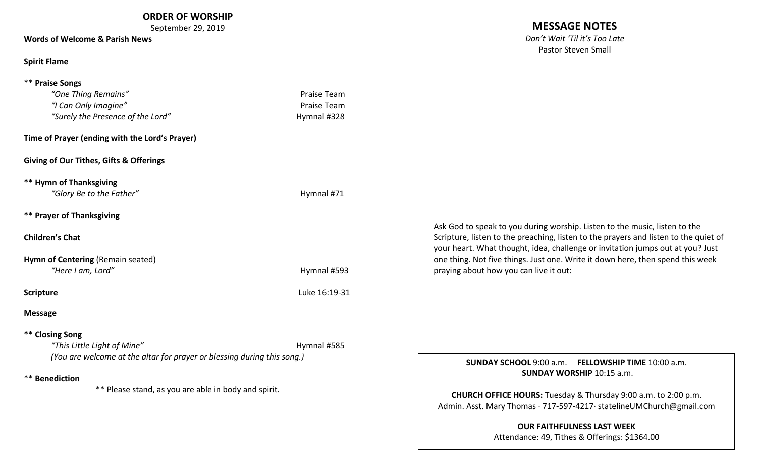## ORDER OF WORSHIP

September 29, 2019

**Words of Welcome & Parish News**

**Spirit Flame**

** **Praise Songs**

| | |
|---|---|
| *"One Thing Remains"* | Praise Team |
| *"I Can Only Imagine"* | Praise Team |
| *"Surely the Presence of the Lord"* | Hymnal #328 |

**Time of Prayer (ending with the Lord's Prayer)**

**Giving of Our Tithes, Gifts & Offerings**

**** Hymn of Thanksgiving**

*"Glory Be to the Father"* Hymnal #71

**** Prayer of Thanksgiving**

**Children's Chat**

**Hymn of Centering** (Remain seated)

*"Here I am, Lord"* Hymnal #593

**Scripture** Luke 16:19-31

**Message**

**** Closing Song**

*"This Little Light of Mine"* Hymnal #585

*(You are welcome at the altar for prayer or blessing during this song.)*

** **Benediction**

** Please stand, as you are able in body and spirit.

## MESSAGE NOTES

*Don't Wait 'Til it's Too Late*

Pastor Steven Small

Ask God to speak to you during worship. Listen to the music, listen to the Scripture, listen to the preaching, listen to the prayers and listen to the quiet of your heart. What thought, idea, challenge or invitation jumps out at you? Just one thing. Not five things. Just one. Write it down here, then spend this week praying about how you can live it out:

**SUNDAY SCHOOL** 9:00 a.m. **FELLOWSHIP TIME** 10:00 a.m.
**SUNDAY WORSHIP** 10:15 a.m.

**CHURCH OFFICE HOURS:** Tuesday & Thursday 9:00 a.m. to 2:00 p.m.
Admin. Asst. Mary Thomas · 717-597-4217· statelineUMChurch@gmail.com

**OUR FAITHFULNESS LAST WEEK**
Attendance: 49, Tithes & Offerings: $1364.00